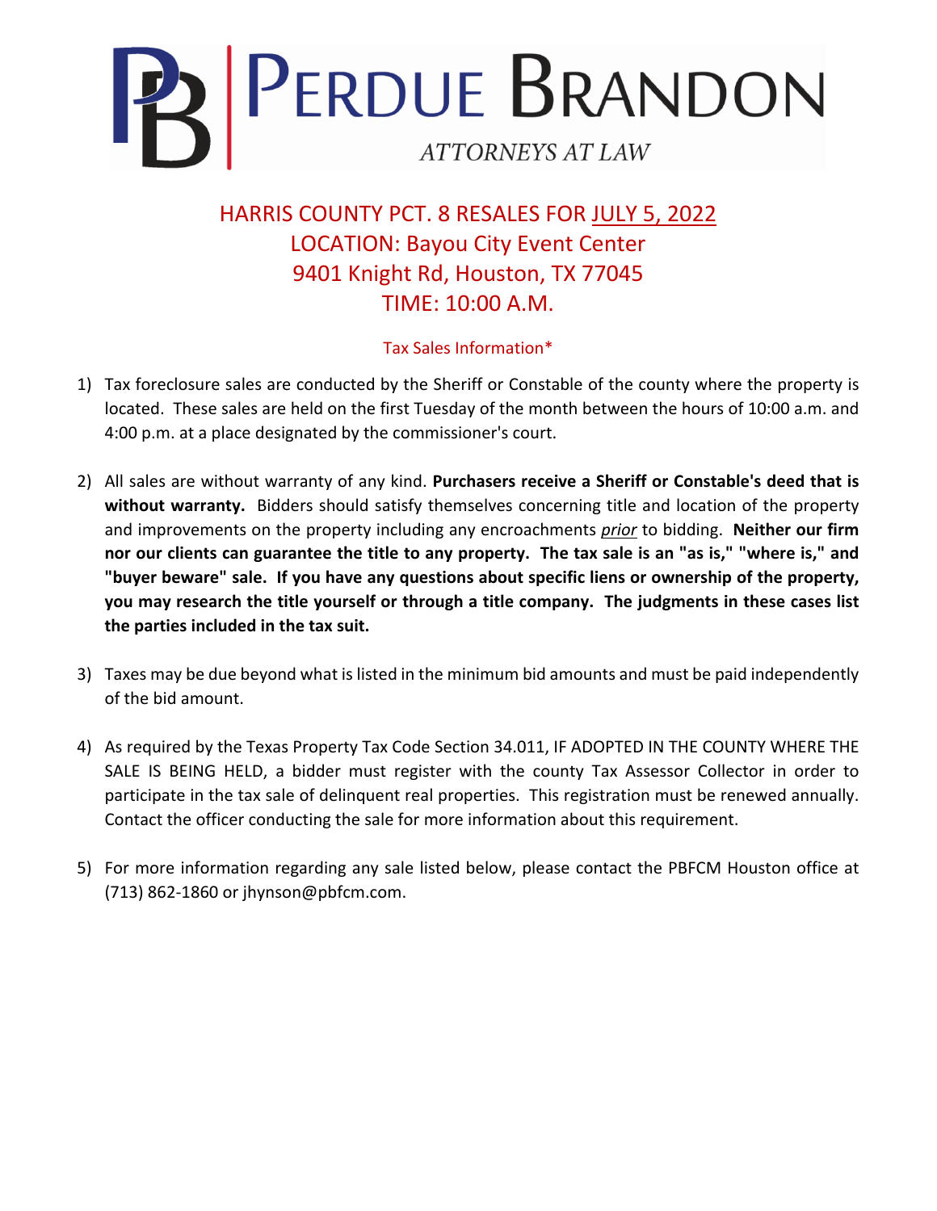# PERDUE BRANDON

ATTORNEYS AT LAW

## HARRIS COUNTY PCT. 8 RESALES FOR JULY 5, 2022
## LOCATION: Bayou City Event Center
## 9401 Knight Rd, Houston, TX 77045
## TIME: 10:00 A.M.

Tax Sales Information*

1) Tax foreclosure sales are conducted by the Sheriff or Constable of the county where the property is located. These sales are held on the first Tuesday of the month between the hours of 10:00 a.m. and 4:00 p.m. at a place designated by the commissioner's court.

2) All sales are without warranty of any kind. **Purchasers receive a Sheriff or Constable's deed that is without warranty.** Bidders should satisfy themselves concerning title and location of the property and improvements on the property including any encroachments *prior* to bidding. **Neither our firm nor our clients can guarantee the title to any property. The tax sale is an "as is," "where is," and "buyer beware" sale. If you have any questions about specific liens or ownership of the property, you may research the title yourself or through a title company. The judgments in these cases list the parties included in the tax suit.**

3) Taxes may be due beyond what is listed in the minimum bid amounts and must be paid independently of the bid amount.

4) As required by the Texas Property Tax Code Section 34.011, IF ADOPTED IN THE COUNTY WHERE THE SALE IS BEING HELD, a bidder must register with the county Tax Assessor Collector in order to participate in the tax sale of delinquent real properties. This registration must be renewed annually. Contact the officer conducting the sale for more information about this requirement.

5) For more information regarding any sale listed below, please contact the PBFCM Houston office at (713) 862-1860 or jhynson@pbfcm.com.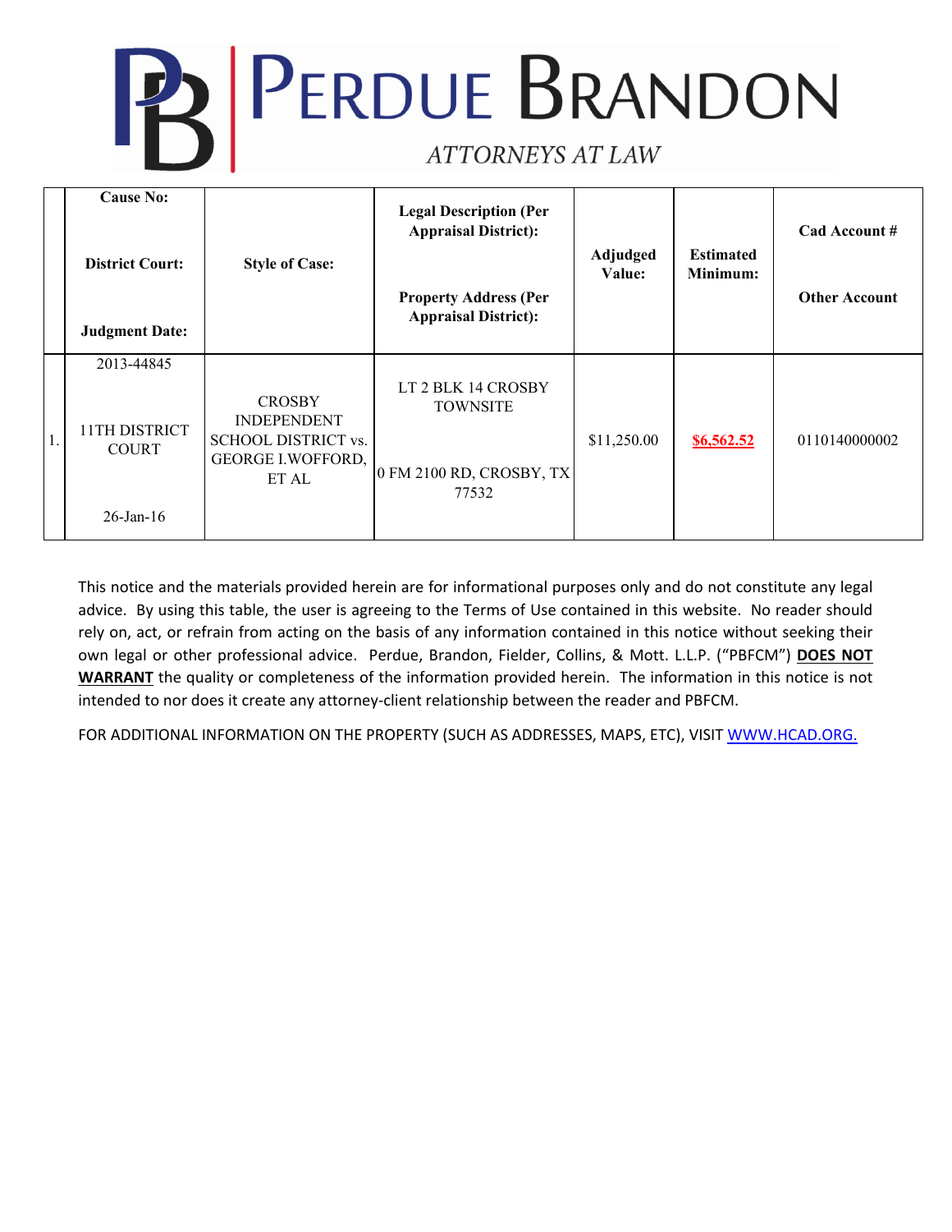# PERDUE BRANDON

*ATTORNEYS AT LAW*

| | Cause No:<br><br>District Court:<br><br>Judgment Date: | Style of Case: | Legal Description (Per Appraisal District):<br><br>Property Address (Per Appraisal District): | Adjudged Value: | Estimated Minimum: | Cad Account #<br><br>Other Account |
|---|---|---|---|---|---|---|
| 1. | 2013-44845<br><br>11TH DISTRICT COURT<br><br>26-Jan-16 | CROSBY INDEPENDENT SCHOOL DISTRICT vs. GEORGE I.WOFFORD, ET AL | LT 2 BLK 14 CROSBY TOWNSITE<br><br>0 FM 2100 RD, CROSBY, TX 77532 | $11,250.00 | **$6,562.52** | 0110140000002 |

This notice and the materials provided herein are for informational purposes only and do not constitute any legal advice. By using this table, the user is agreeing to the Terms of Use contained in this website. No reader should rely on, act, or refrain from acting on the basis of any information contained in this notice without seeking their own legal or other professional advice. Perdue, Brandon, Fielder, Collins, & Mott. L.L.P. ("PBFCM") **DOES NOT WARRANT** the quality or completeness of the information provided herein. The information in this notice is not intended to nor does it create any attorney-client relationship between the reader and PBFCM.

FOR ADDITIONAL INFORMATION ON THE PROPERTY (SUCH AS ADDRESSES, MAPS, ETC), VISIT WWW.HCAD.ORG.